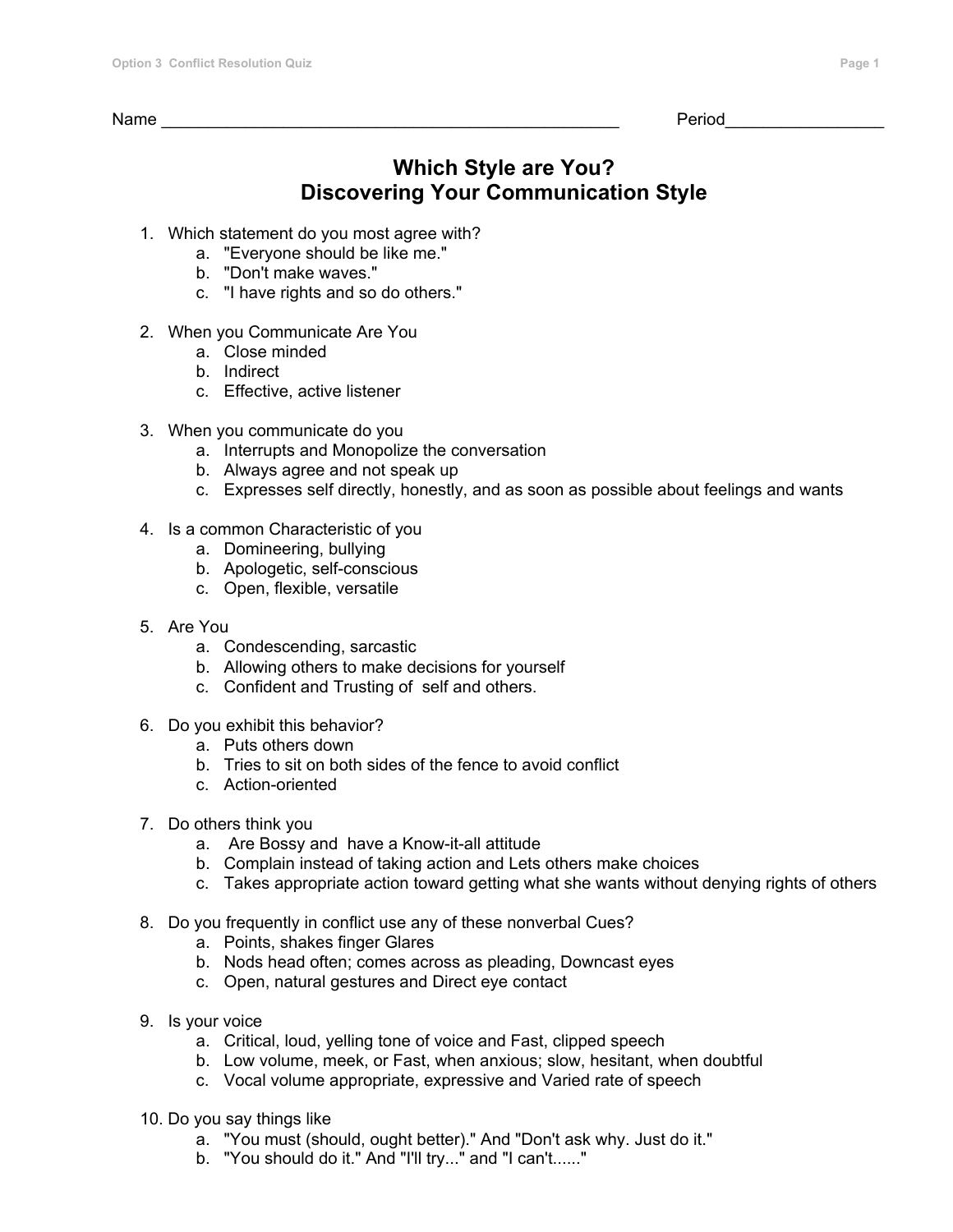Name ___________________________________________________ Period_________________

# Which Style are You?
# Discovering Your Communication Style

1. Which statement do you most agree with?
   a. "Everyone should be like me."
   b. "Don't make waves."
   c. "I have rights and so do others."

2. When you Communicate Are You
   a. Close minded
   b. Indirect
   c. Effective, active listener

3. When you communicate do you
   a. Interrupts and Monopolize the conversation
   b. Always agree and not speak up
   c. Expresses self directly, honestly, and as soon as possible about feelings and wants

4. Is a common Characteristic of you
   a. Domineering, bullying
   b. Apologetic, self-conscious
   c. Open, flexible, versatile

5. Are You
   a. Condescending, sarcastic
   b. Allowing others to make decisions for yourself
   c. Confident and Trusting of self and others.

6. Do you exhibit this behavior?
   a. Puts others down
   b. Tries to sit on both sides of the fence to avoid conflict
   c. Action-oriented

7. Do others think you
   a. Are Bossy and have a Know-it-all attitude
   b. Complain instead of taking action and Lets others make choices
   c. Takes appropriate action toward getting what she wants without denying rights of others

8. Do you frequently in conflict use any of these nonverbal Cues?
   a. Points, shakes finger Glares
   b. Nods head often; comes across as pleading, Downcast eyes
   c. Open, natural gestures and Direct eye contact

9. Is your voice
   a. Critical, loud, yelling tone of voice and Fast, clipped speech
   b. Low volume, meek, or Fast, when anxious; slow, hesitant, when doubtful
   c. Vocal volume appropriate, expressive and Varied rate of speech

10. Do you say things like
    a. "You must (should, ought better)." And "Don't ask why. Just do it."
    b. "You should do it." And "I'll try..." and "I can't......"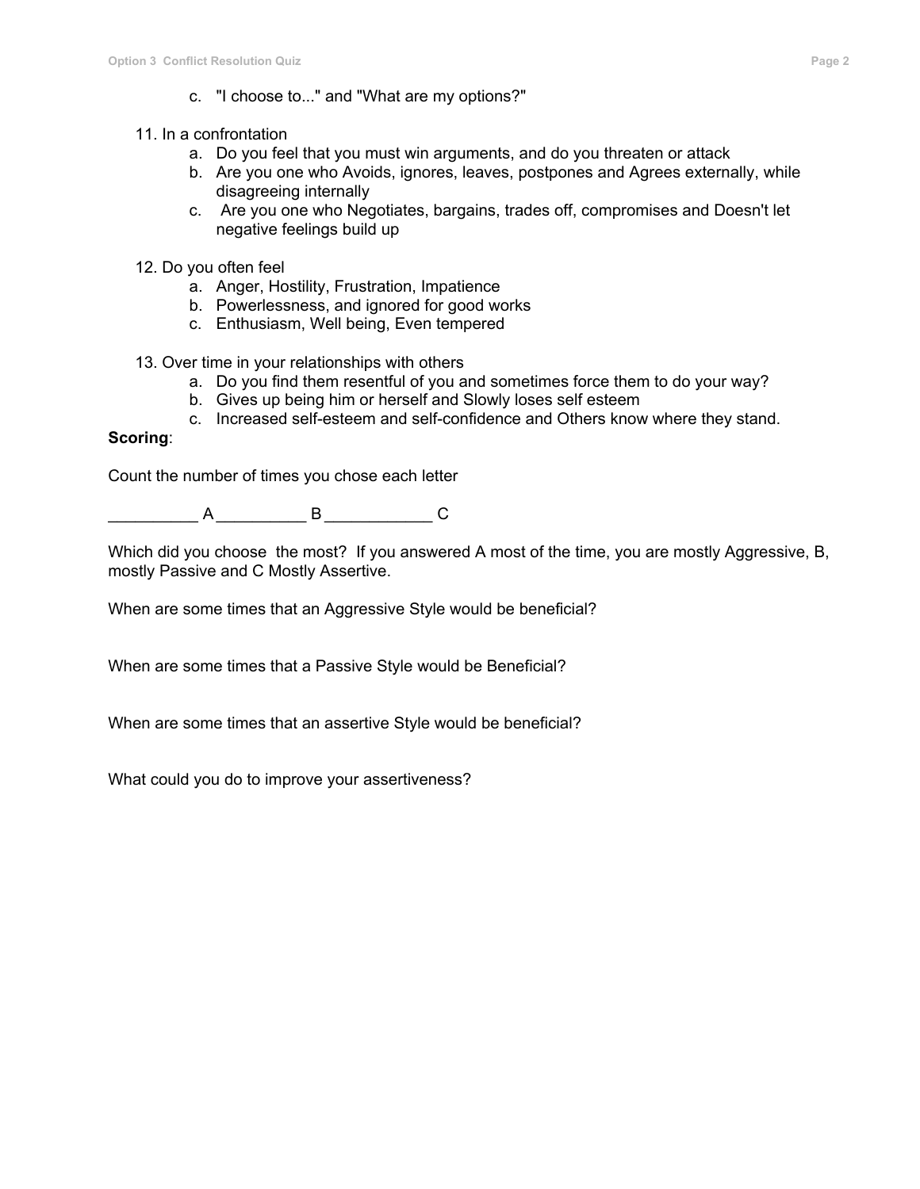c. "I choose to..." and "What are my options?"

11. In a confrontation
    a. Do you feel that you must win arguments, and do you threaten or attack
    b. Are you one who Avoids, ignores, leaves, postpones and Agrees externally, while disagreeing internally
    c. Are you one who Negotiates, bargains, trades off, compromises and Doesn't let negative feelings build up

12. Do you often feel
    a. Anger, Hostility, Frustration, Impatience
    b. Powerlessness, and ignored for good works
    c. Enthusiasm, Well being, Even tempered

13. Over time in your relationships with others
    a. Do you find them resentful of you and sometimes force them to do your way?
    b. Gives up being him or herself and Slowly loses self esteem
    c. Increased self-esteem and self-confidence and Others know where they stand.

**Scoring**:

Count the number of times you chose each letter

__________ A __________ B ____________ C

Which did you choose the most? If you answered A most of the time, you are mostly Aggressive, B, mostly Passive and C Mostly Assertive.

When are some times that an Aggressive Style would be beneficial?

When are some times that a Passive Style would be Beneficial?

When are some times that an assertive Style would be beneficial?

What could you do to improve your assertiveness?